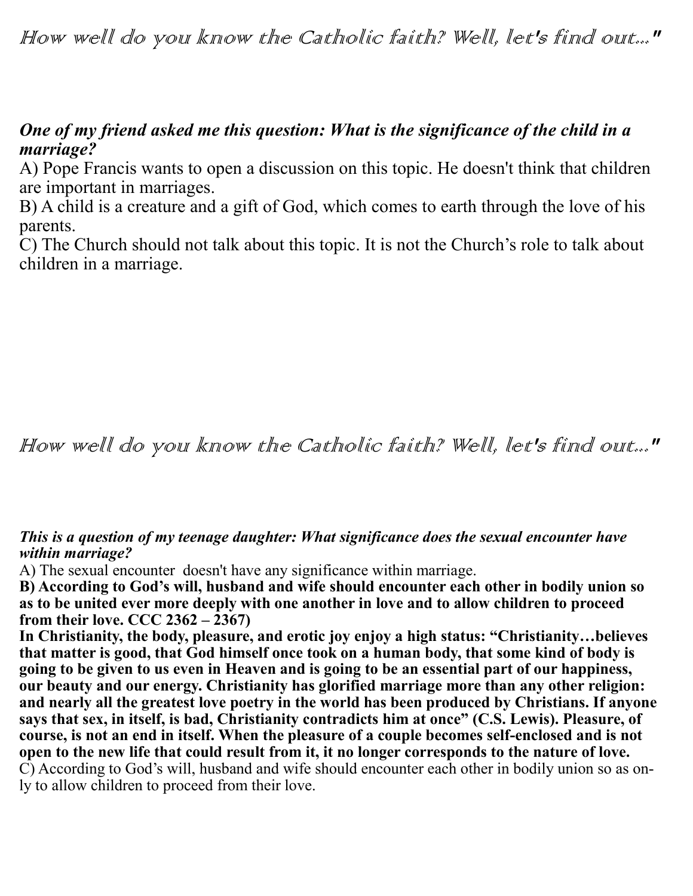# How well do you know the Catholic faith? Well, let's find out..."

***One of my friend asked me this question: What is the significance of the child in a marriage?***

A) Pope Francis wants to open a discussion on this topic. He doesn't think that children are important in marriages.

B) A child is a creature and a gift of God, which comes to earth through the love of his parents.

C) The Church should not talk about this topic. It is not the Church's role to talk about children in a marriage.

# How well do you know the Catholic faith? Well, let's find out..."

***This is a question of my teenage daughter: What significance does the sexual encounter have within marriage?***

A) The sexual encounter doesn't have any significance within marriage.

**B) According to God's will, husband and wife should encounter each other in bodily union so as to be united ever more deeply with one another in love and to allow children to proceed from their love. CCC 2362 – 2367)**

**In Christianity, the body, pleasure, and erotic joy enjoy a high status: "Christianity…believes that matter is good, that God himself once took on a human body, that some kind of body is going to be given to us even in Heaven and is going to be an essential part of our happiness, our beauty and our energy. Christianity has glorified marriage more than any other religion: and nearly all the greatest love poetry in the world has been produced by Christians. If anyone says that sex, in itself, is bad, Christianity contradicts him at once" (C.S. Lewis). Pleasure, of course, is not an end in itself. When the pleasure of a couple becomes self-enclosed and is not open to the new life that could result from it, it no longer corresponds to the nature of love.**

C) According to God's will, husband and wife should encounter each other in bodily union so as only to allow children to proceed from their love.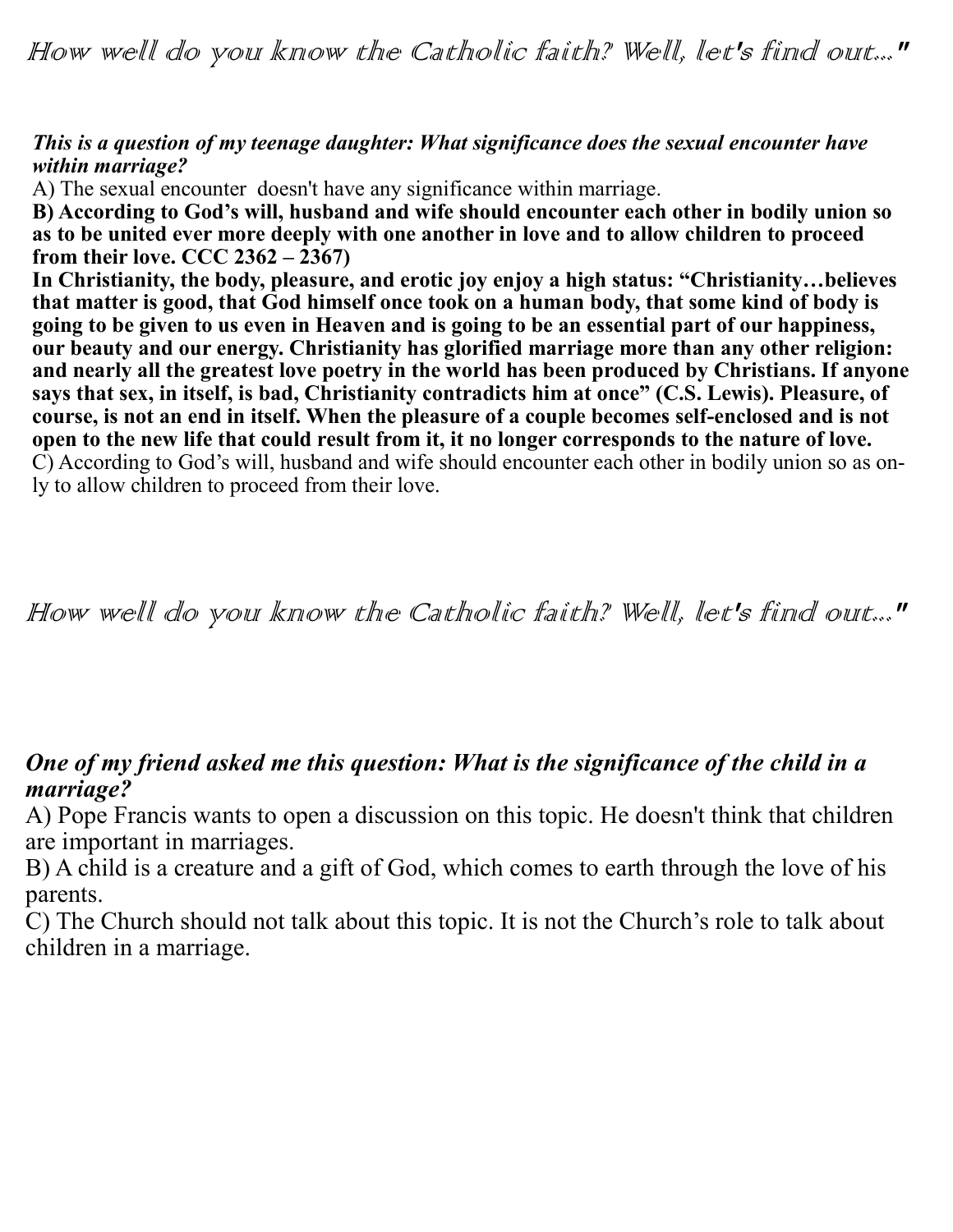*How well do you know the Catholic faith? Well, let's find out..."*

***This is a question of my teenage daughter: What significance does the sexual encounter have within marriage?***

A) The sexual encounter doesn't have any significance within marriage.

**B) According to God's will, husband and wife should encounter each other in bodily union so as to be united ever more deeply with one another in love and to allow children to proceed from their love. CCC 2362 – 2367)**

**In Christianity, the body, pleasure, and erotic joy enjoy a high status: "Christianity…believes that matter is good, that God himself once took on a human body, that some kind of body is going to be given to us even in Heaven and is going to be an essential part of our happiness, our beauty and our energy. Christianity has glorified marriage more than any other religion: and nearly all the greatest love poetry in the world has been produced by Christians. If anyone says that sex, in itself, is bad, Christianity contradicts him at once" (C.S. Lewis). Pleasure, of course, is not an end in itself. When the pleasure of a couple becomes self-enclosed and is not open to the new life that could result from it, it no longer corresponds to the nature of love.**

C) According to God's will, husband and wife should encounter each other in bodily union so as only to allow children to proceed from their love.

*How well do you know the Catholic faith? Well, let's find out..."*

***One of my friend asked me this question: What is the significance of the child in a marriage?***

A) Pope Francis wants to open a discussion on this topic. He doesn't think that children are important in marriages.

B) A child is a creature and a gift of God, which comes to earth through the love of his parents.

C) The Church should not talk about this topic. It is not the Church's role to talk about children in a marriage.